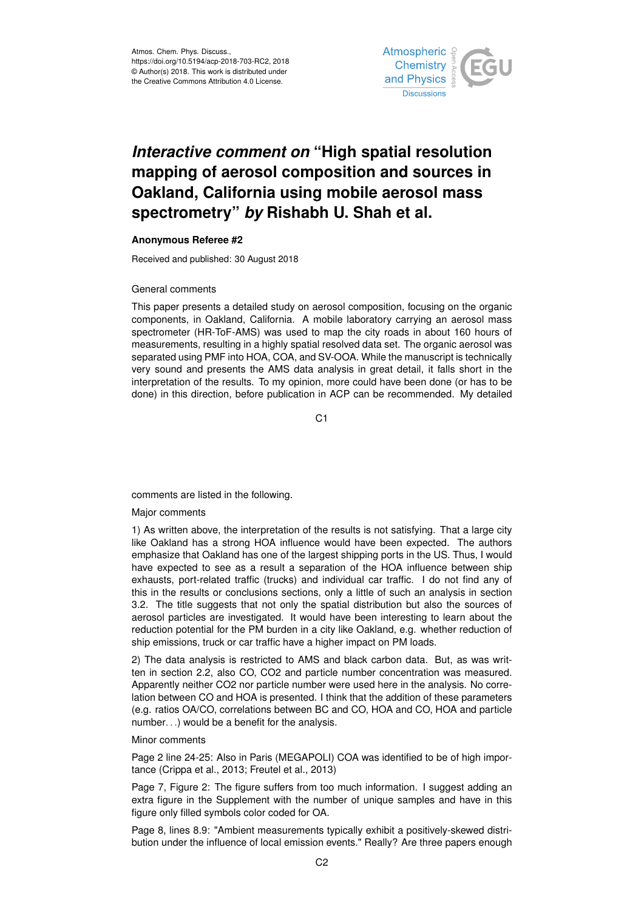# *Interactive comment on* "High spatial resolution mapping of aerosol composition and sources in Oakland, California using mobile aerosol mass spectrometry" *by* Rishabh U. Shah et al.

**Anonymous Referee #2**

Received and published: 30 August 2018

General comments

This paper presents a detailed study on aerosol composition, focusing on the organic components, in Oakland, California. A mobile laboratory carrying an aerosol mass spectrometer (HR-ToF-AMS) was used to map the city roads in about 160 hours of measurements, resulting in a highly spatial resolved data set. The organic aerosol was separated using PMF into HOA, COA, and SV-OOA. While the manuscript is technically very sound and presents the AMS data analysis in great detail, it falls short in the interpretation of the results. To my opinion, more could have been done (or has to be done) in this direction, before publication in ACP can be recommended. My detailed comments are listed in the following.

Major comments

1) As written above, the interpretation of the results is not satisfying. That a large city like Oakland has a strong HOA influence would have been expected. The authors emphasize that Oakland has one of the largest shipping ports in the US. Thus, I would have expected to see as a result a separation of the HOA influence between ship exhausts, port-related traffic (trucks) and individual car traffic. I do not find any of this in the results or conclusions sections, only a little of such an analysis in section 3.2. The title suggests that not only the spatial distribution but also the sources of aerosol particles are investigated. It would have been interesting to learn about the reduction potential for the PM burden in a city like Oakland, e.g. whether reduction of ship emissions, truck or car traffic have a higher impact on PM loads.

2) The data analysis is restricted to AMS and black carbon data. But, as was written in section 2.2, also CO, $CO_2$ and particle number concentration was measured. Apparently neither $CO_2$ nor particle number were used here in the analysis. No correlation between CO and HOA is presented. I think that the addition of these parameters (e.g. ratios OA/CO, correlations between BC and CO, HOA and CO, HOA and particle number. . .) would be a benefit for the analysis.

Minor comments

Page 2 line 24-25: Also in Paris (MEGAPOLI) COA was identified to be of high importance (Crippa et al., 2013; Freutel et al., 2013)

Page 7, Figure 2: The figure suffers from too much information. I suggest adding an extra figure in the Supplement with the number of unique samples and have in this figure only filled symbols color coded for OA.

Page 8, lines 8.9: "Ambient measurements typically exhibit a positively-skewed distribution under the influence of local emission events." Really? Are three papers enough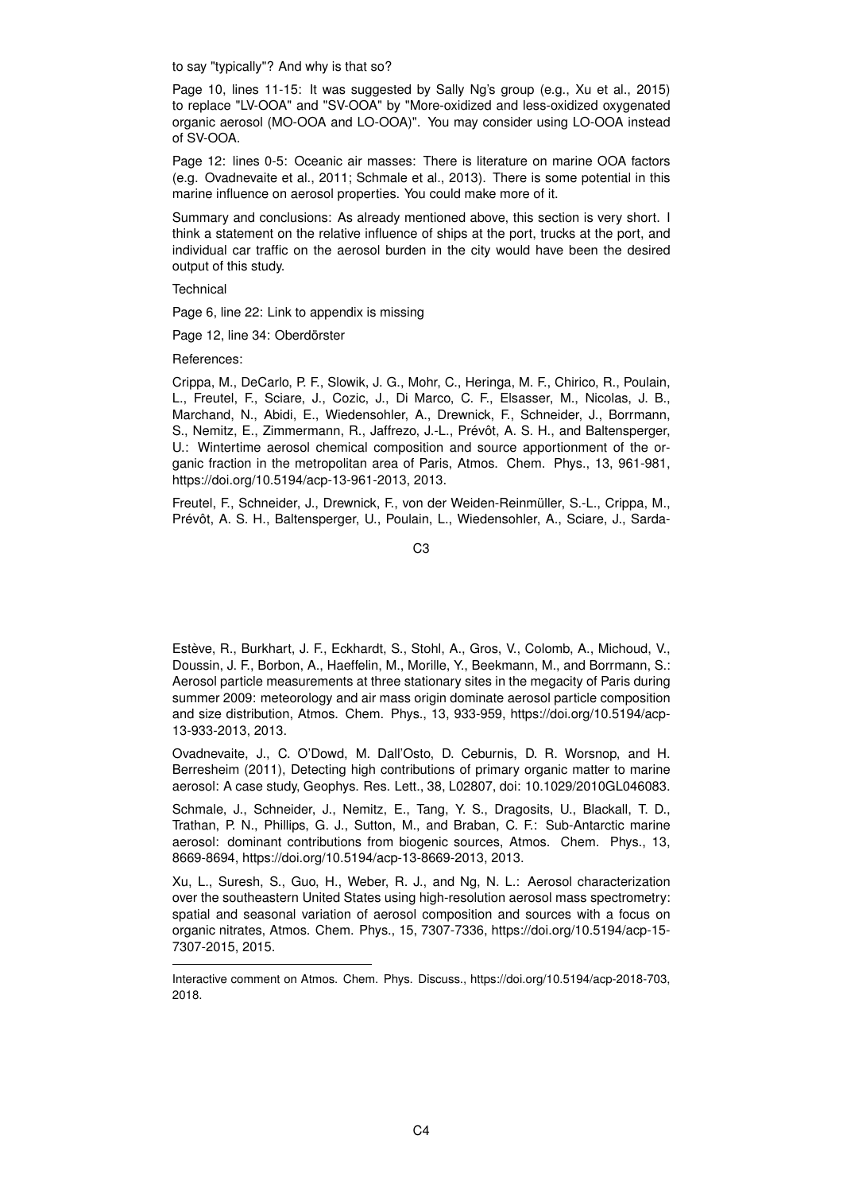to say "typically"? And why is that so?

Page 10, lines 11-15: It was suggested by Sally Ng's group (e.g., Xu et al., 2015) to replace "LV-OOA" and "SV-OOA" by "More-oxidized and less-oxidized oxygenated organic aerosol (MO-OOA and LO-OOA)". You may consider using LO-OOA instead of SV-OOA.

Page 12: lines 0-5: Oceanic air masses: There is literature on marine OOA factors (e.g. Ovadnevaite et al., 2011; Schmale et al., 2013). There is some potential in this marine influence on aerosol properties. You could make more of it.

Summary and conclusions: As already mentioned above, this section is very short. I think a statement on the relative influence of ships at the port, trucks at the port, and individual car traffic on the aerosol burden in the city would have been the desired output of this study.

Technical

Page 6, line 22: Link to appendix is missing

Page 12, line 34: Oberdörster

References:

Crippa, M., DeCarlo, P. F., Slowik, J. G., Mohr, C., Heringa, M. F., Chirico, R., Poulain, L., Freutel, F., Sciare, J., Cozic, J., Di Marco, C. F., Elsasser, M., Nicolas, J. B., Marchand, N., Abidi, E., Wiedensohler, A., Drewnick, F., Schneider, J., Borrmann, S., Nemitz, E., Zimmermann, R., Jaffrezo, J.-L., Prévôt, A. S. H., and Baltensperger, U.: Wintertime aerosol chemical composition and source apportionment of the organic fraction in the metropolitan area of Paris, Atmos. Chem. Phys., 13, 961-981, https://doi.org/10.5194/acp-13-961-2013, 2013.

Freutel, F., Schneider, J., Drewnick, F., von der Weiden-Reinmüller, S.-L., Crippa, M., Prévôt, A. S. H., Baltensperger, U., Poulain, L., Wiedensohler, A., Sciare, J., Sarda-Estève, R., Burkhart, J. F., Eckhardt, S., Stohl, A., Gros, V., Colomb, A., Michoud, V., Doussin, J. F., Borbon, A., Haeffelin, M., Morille, Y., Beekmann, M., and Borrmann, S.: Aerosol particle measurements at three stationary sites in the megacity of Paris during summer 2009: meteorology and air mass origin dominate aerosol particle composition and size distribution, Atmos. Chem. Phys., 13, 933-959, https://doi.org/10.5194/acp-13-933-2013, 2013.

Ovadnevaite, J., C. O'Dowd, M. Dall'Osto, D. Ceburnis, D. R. Worsnop, and H. Berresheim (2011), Detecting high contributions of primary organic matter to marine aerosol: A case study, Geophys. Res. Lett., 38, L02807, doi: 10.1029/2010GL046083.

Schmale, J., Schneider, J., Nemitz, E., Tang, Y. S., Dragosits, U., Blackall, T. D., Trathan, P. N., Phillips, G. J., Sutton, M., and Braban, C. F.: Sub-Antarctic marine aerosol: dominant contributions from biogenic sources, Atmos. Chem. Phys., 13, 8669-8694, https://doi.org/10.5194/acp-13-8669-2013, 2013.

Xu, L., Suresh, S., Guo, H., Weber, R. J., and Ng, N. L.: Aerosol characterization over the southeastern United States using high-resolution aerosol mass spectrometry: spatial and seasonal variation of aerosol composition and sources with a focus on organic nitrates, Atmos. Chem. Phys., 15, 7307-7336, https://doi.org/10.5194/acp-15-7307-2015, 2015.

Interactive comment on Atmos. Chem. Phys. Discuss., https://doi.org/10.5194/acp-2018-703, 2018.